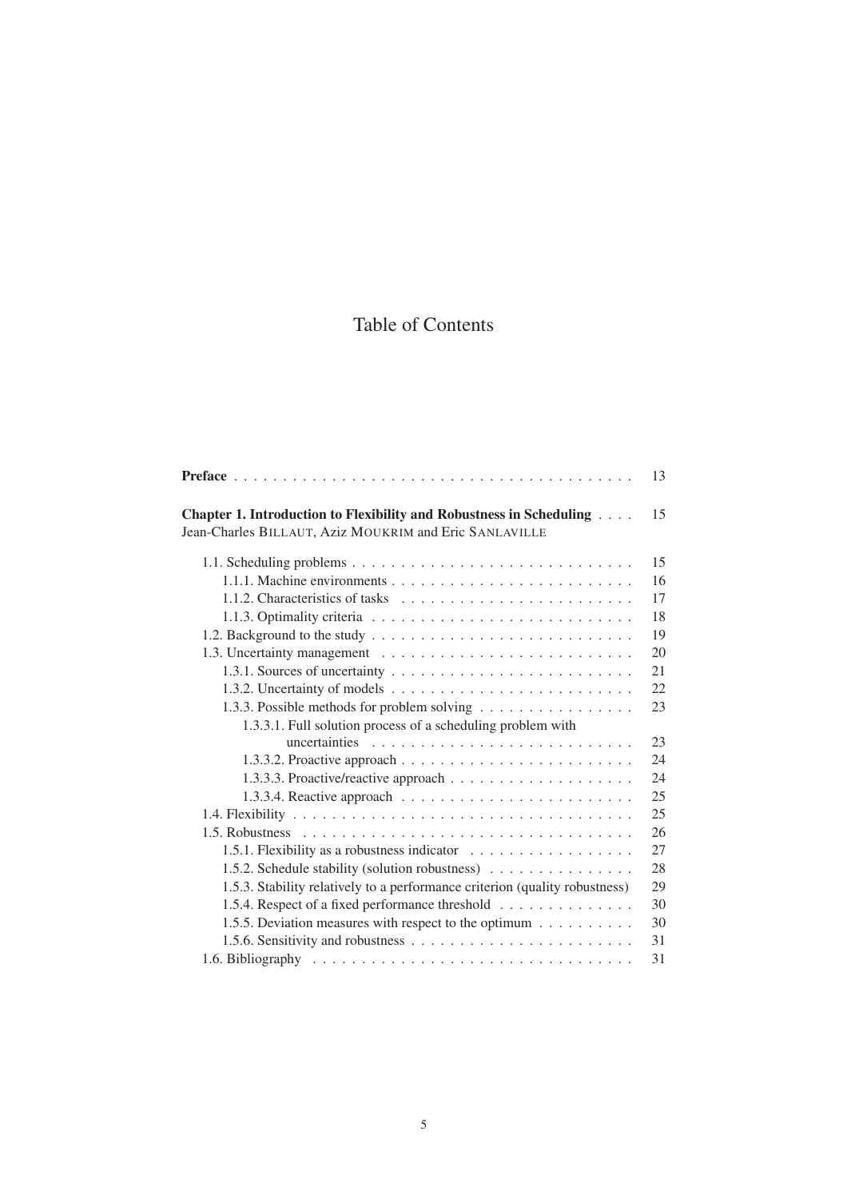# Table of Contents

| | |
|---|---|
| **Preface** | 13 |
| **Chapter 1. Introduction to Flexibility and Robustness in Scheduling** | 15 |
| Jean-Charles BILLAUT, Aziz MOUKRIM and Eric SANLAVILLE | |
| 1.1. Scheduling problems | 15 |
| 1.1.1. Machine environments | 16 |
| 1.1.2. Characteristics of tasks | 17 |
| 1.1.3. Optimality criteria | 18 |
| 1.2. Background to the study | 19 |
| 1.3. Uncertainty management | 20 |
| 1.3.1. Sources of uncertainty | 21 |
| 1.3.2. Uncertainty of models | 22 |
| 1.3.3. Possible methods for problem solving | 23 |
| 1.3.3.1. Full solution process of a scheduling problem with uncertainties | 23 |
| 1.3.3.2. Proactive approach | 24 |
| 1.3.3.3. Proactive/reactive approach | 24 |
| 1.3.3.4. Reactive approach | 25 |
| 1.4. Flexibility | 25 |
| 1.5. Robustness | 26 |
| 1.5.1. Flexibility as a robustness indicator | 27 |
| 1.5.2. Schedule stability (solution robustness) | 28 |
| 1.5.3. Stability relatively to a performance criterion (quality robustness) | 29 |
| 1.5.4. Respect of a fixed performance threshold | 30 |
| 1.5.5. Deviation measures with respect to the optimum | 30 |
| 1.5.6. Sensitivity and robustness | 31 |
| 1.6. Bibliography | 31 |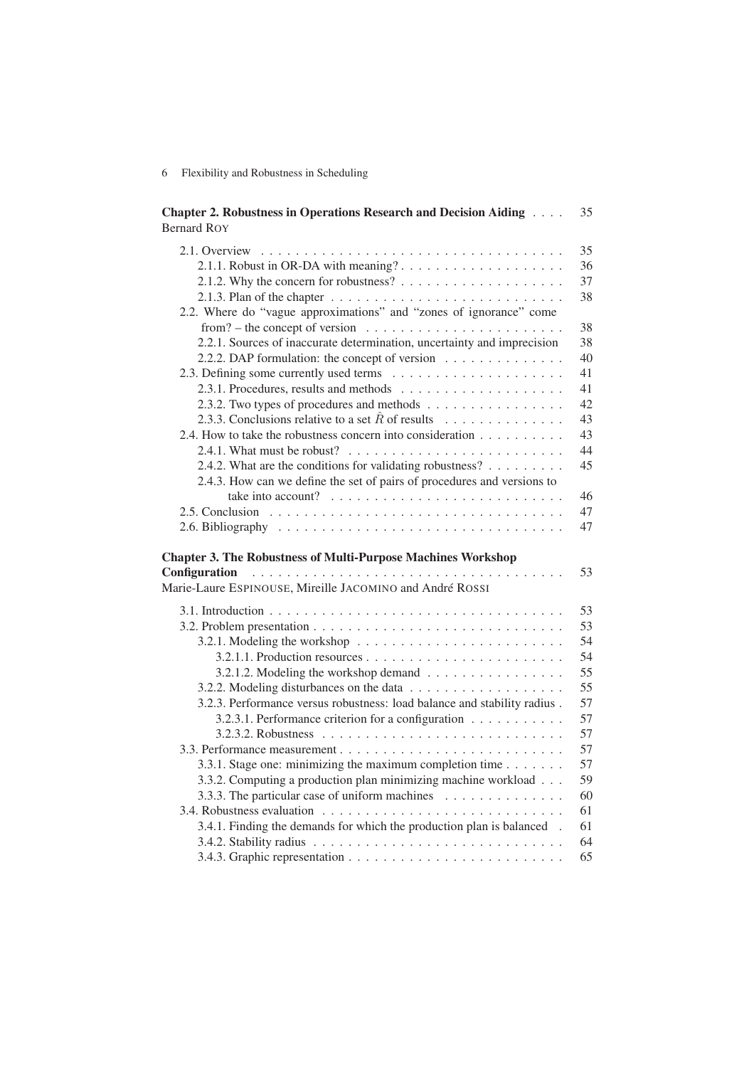**Chapter 2. Robustness in Operations Research and Decision Aiding** . . . . 35
Bernard ROY

2.1. Overview . . . . . . . . . . . . . . . . . . . . . . . . . . . . . . . . . . . 35
2.1.1. Robust in OR-DA with meaning? . . . . . . . . . . . . . . . . . . . 36
2.1.2. Why the concern for robustness? . . . . . . . . . . . . . . . . . . . 37
2.1.3. Plan of the chapter . . . . . . . . . . . . . . . . . . . . . . . . . . . 38
2.2. Where do "vague approximations" and "zones of ignorance" come from? – the concept of version . . . . . . . . . . . . . . . . . . . . . . . 38
2.2.1. Sources of inaccurate determination, uncertainty and imprecision 38
2.2.2. DAP formulation: the concept of version . . . . . . . . . . . . . . 40
2.3. Defining some currently used terms . . . . . . . . . . . . . . . . . . . 41
2.3.1. Procedures, results and methods . . . . . . . . . . . . . . . . . . . 41
2.3.2. Two types of procedures and methods . . . . . . . . . . . . . . . . 42
2.3.3. Conclusions relative to a set $\hat{R}$ of results . . . . . . . . . . . . . 43
2.4. How to take the robustness concern into consideration . . . . . . . . . 43
2.4.1. What must be robust? . . . . . . . . . . . . . . . . . . . . . . . . . 44
2.4.2. What are the conditions for validating robustness? . . . . . . . . . 45
2.4.3. How can we define the set of pairs of procedures and versions to take into account? . . . . . . . . . . . . . . . . . . . . . . . . . . 46
2.5. Conclusion . . . . . . . . . . . . . . . . . . . . . . . . . . . . . . . . . 47
2.6. Bibliography . . . . . . . . . . . . . . . . . . . . . . . . . . . . . . . . 47

**Chapter 3. The Robustness of Multi-Purpose Machines Workshop Configuration** . . . . . . . . . . . . . . . . . . . . . . . . . . . . . . . . . . . . 53
Marie-Laure ESPINOUSE, Mireille JACOMINO and André ROSSI

3.1. Introduction . . . . . . . . . . . . . . . . . . . . . . . . . . . . . . . . . 53
3.2. Problem presentation . . . . . . . . . . . . . . . . . . . . . . . . . . . . 53
3.2.1. Modeling the workshop . . . . . . . . . . . . . . . . . . . . . . . . 54
3.2.1.1. Production resources . . . . . . . . . . . . . . . . . . . . . . . . 54
3.2.1.2. Modeling the workshop demand . . . . . . . . . . . . . . . . . 55
3.2.2. Modeling disturbances on the data . . . . . . . . . . . . . . . . . . 55
3.2.3. Performance versus robustness: load balance and stability radius . 57
3.2.3.1. Performance criterion for a configuration . . . . . . . . . . . . 57
3.2.3.2. Robustness . . . . . . . . . . . . . . . . . . . . . . . . . . . . . 57
3.3. Performance measurement . . . . . . . . . . . . . . . . . . . . . . . . . 57
3.3.1. Stage one: minimizing the maximum completion time . . . . . . . 57
3.3.2. Computing a production plan minimizing machine workload . . . 59
3.3.3. The particular case of uniform machines . . . . . . . . . . . . . . 60
3.4. Robustness evaluation . . . . . . . . . . . . . . . . . . . . . . . . . . . 61
3.4.1. Finding the demands for which the production plan is balanced . 61
3.4.2. Stability radius . . . . . . . . . . . . . . . . . . . . . . . . . . . . . 64
3.4.3. Graphic representation . . . . . . . . . . . . . . . . . . . . . . . . . 65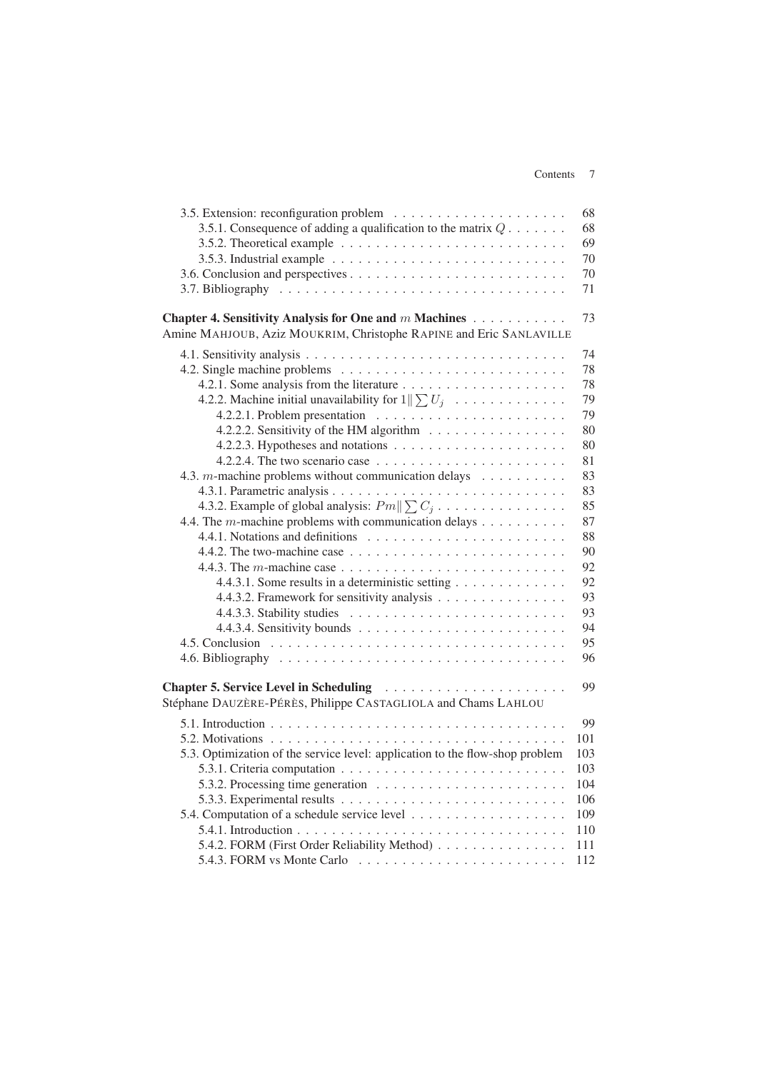3.5. Extension: reconfiguration problem . . . . . . . . . . . . . . . . . . . . 68
  3.5.1. Consequence of adding a qualification to the matrix $Q$ . . . . . . . 68
  3.5.2. Theoretical example . . . . . . . . . . . . . . . . . . . . . . . . . . 69
  3.5.3. Industrial example . . . . . . . . . . . . . . . . . . . . . . . . . . . 70
3.6. Conclusion and perspectives . . . . . . . . . . . . . . . . . . . . . . . . . 70
3.7. Bibliography . . . . . . . . . . . . . . . . . . . . . . . . . . . . . . . . . 71

**Chapter 4. Sensitivity Analysis for One and $m$ Machines** . . . . . . . . . . . 73
Amine MAHJOUB, Aziz MOUKRIM, Christophe RAPINE and Eric SANLAVILLE

4.1. Sensitivity analysis . . . . . . . . . . . . . . . . . . . . . . . . . . . . . 74
4.2. Single machine problems . . . . . . . . . . . . . . . . . . . . . . . . . . 78
  4.2.1. Some analysis from the literature . . . . . . . . . . . . . . . . . . . 78
  4.2.2. Machine initial unavailability for $1\|\sum U_j$ . . . . . . . . . . . . . 79
    4.2.2.1. Problem presentation . . . . . . . . . . . . . . . . . . . . . . 79
    4.2.2.2. Sensitivity of the HM algorithm . . . . . . . . . . . . . . . . 80
    4.2.2.3. Hypotheses and notations . . . . . . . . . . . . . . . . . . . . 80
    4.2.2.4. The two scenario case . . . . . . . . . . . . . . . . . . . . . . 81
4.3. $m$-machine problems without communication delays . . . . . . . . . . 83
  4.3.1. Parametric analysis . . . . . . . . . . . . . . . . . . . . . . . . . . . 83
  4.3.2. Example of global analysis: $Pm\|\sum C_j$ . . . . . . . . . . . . . . . 85
4.4. The $m$-machine problems with communication delays . . . . . . . . . . 87
  4.4.1. Notations and definitions . . . . . . . . . . . . . . . . . . . . . . . 88
  4.4.2. The two-machine case . . . . . . . . . . . . . . . . . . . . . . . . . 90
  4.4.3. The $m$-machine case . . . . . . . . . . . . . . . . . . . . . . . . . . 92
    4.4.3.1. Some results in a deterministic setting . . . . . . . . . . . . . 92
    4.4.3.2. Framework for sensitivity analysis . . . . . . . . . . . . . . . 93
    4.4.3.3. Stability studies . . . . . . . . . . . . . . . . . . . . . . . . . 93
    4.4.3.4. Sensitivity bounds . . . . . . . . . . . . . . . . . . . . . . . . 94
4.5. Conclusion . . . . . . . . . . . . . . . . . . . . . . . . . . . . . . . . . 95
4.6. Bibliography . . . . . . . . . . . . . . . . . . . . . . . . . . . . . . . . . 96

**Chapter 5. Service Level in Scheduling** . . . . . . . . . . . . . . . . . . . . . 99
Stéphane DAUZÈRE-PÉRÈS, Philippe CASTAGLIOLA and Chams LAHLOU

5.1. Introduction . . . . . . . . . . . . . . . . . . . . . . . . . . . . . . . . . 99
5.2. Motivations . . . . . . . . . . . . . . . . . . . . . . . . . . . . . . . . . 101
5.3. Optimization of the service level: application to the flow-shop problem 103
  5.3.1. Criteria computation . . . . . . . . . . . . . . . . . . . . . . . . . . 103
  5.3.2. Processing time generation . . . . . . . . . . . . . . . . . . . . . . 104
  5.3.3. Experimental results . . . . . . . . . . . . . . . . . . . . . . . . . . 106
5.4. Computation of a schedule service level . . . . . . . . . . . . . . . . . . 109
  5.4.1. Introduction . . . . . . . . . . . . . . . . . . . . . . . . . . . . . . . 110
  5.4.2. FORM (First Order Reliability Method) . . . . . . . . . . . . . . . . 111
  5.4.3. FORM vs Monte Carlo . . . . . . . . . . . . . . . . . . . . . . . . . 112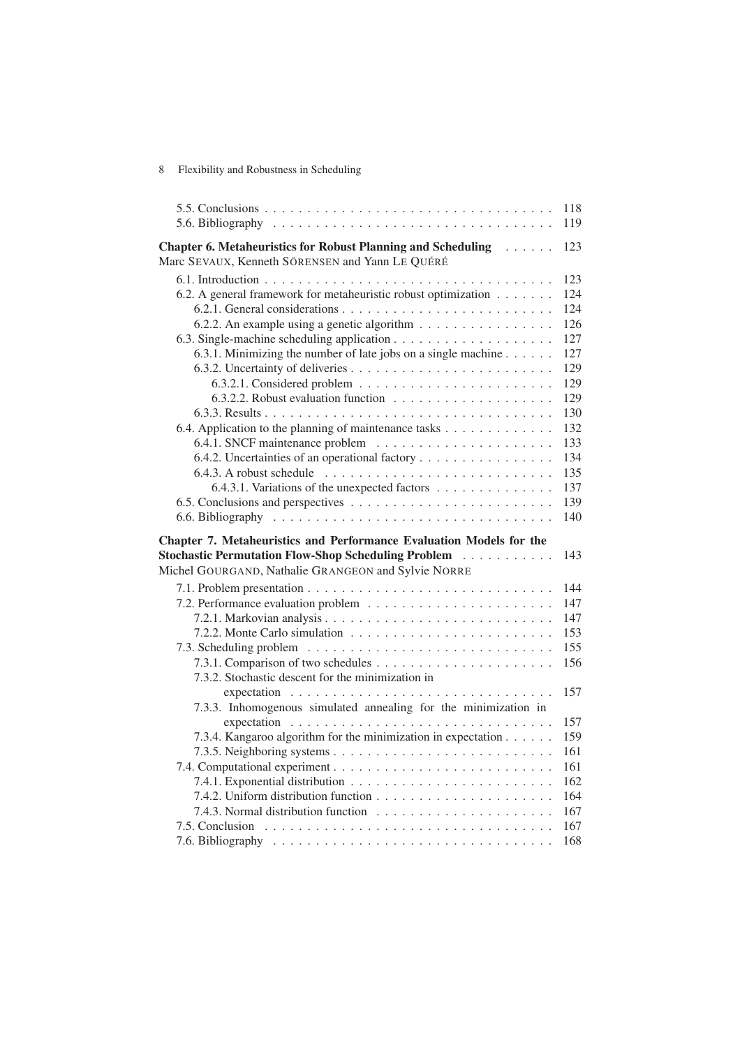5.5. Conclusions . . . . . . . . . . . . . . . . . . . . . . . . . . . . . . . . . . 118
5.6. Bibliography . . . . . . . . . . . . . . . . . . . . . . . . . . . . . . . . . 119

**Chapter 6. Metaheuristics for Robust Planning and Scheduling** . . . . . . 123
Marc SEVAUX, Kenneth SÖRENSEN and Yann LE QUÉRÉ

6.1. Introduction . . . . . . . . . . . . . . . . . . . . . . . . . . . . . . . . . . 123
6.2. A general framework for metaheuristic robust optimization . . . . . . . 124
6.2.1. General considerations . . . . . . . . . . . . . . . . . . . . . . . . . 124
6.2.2. An example using a genetic algorithm . . . . . . . . . . . . . . . . 126
6.3. Single-machine scheduling application . . . . . . . . . . . . . . . . . . 127
6.3.1. Minimizing the number of late jobs on a single machine . . . . . . 127
6.3.2. Uncertainty of deliveries . . . . . . . . . . . . . . . . . . . . . . . . 129
6.3.2.1. Considered problem . . . . . . . . . . . . . . . . . . . . . . . 129
6.3.2.2. Robust evaluation function . . . . . . . . . . . . . . . . . . . 129
6.3.3. Results . . . . . . . . . . . . . . . . . . . . . . . . . . . . . . . . . . 130
6.4. Application to the planning of maintenance tasks . . . . . . . . . . . . 132
6.4.1. SNCF maintenance problem . . . . . . . . . . . . . . . . . . . . . 133
6.4.2. Uncertainties of an operational factory . . . . . . . . . . . . . . . . 134
6.4.3. A robust schedule . . . . . . . . . . . . . . . . . . . . . . . . . . . 135
6.4.3.1. Variations of the unexpected factors . . . . . . . . . . . . . . 137
6.5. Conclusions and perspectives . . . . . . . . . . . . . . . . . . . . . . . 139
6.6. Bibliography . . . . . . . . . . . . . . . . . . . . . . . . . . . . . . . . . 140

**Chapter 7. Metaheuristics and Performance Evaluation Models for the Stochastic Permutation Flow-Shop Scheduling Problem** . . . . . . . . . . . 143
Michel GOURGAND, Nathalie GRANGEON and Sylvie NORRE

7.1. Problem presentation . . . . . . . . . . . . . . . . . . . . . . . . . . . . 144
7.2. Performance evaluation problem . . . . . . . . . . . . . . . . . . . . . . 147
7.2.1. Markovian analysis . . . . . . . . . . . . . . . . . . . . . . . . . . . 147
7.2.2. Monte Carlo simulation . . . . . . . . . . . . . . . . . . . . . . . . 153
7.3. Scheduling problem . . . . . . . . . . . . . . . . . . . . . . . . . . . . 155
7.3.1. Comparison of two schedules . . . . . . . . . . . . . . . . . . . . . 156
7.3.2. Stochastic descent for the minimization in expectation . . . . . . . . . . . . . . . . . . . . . . . . . . . . . 157
7.3.3. Inhomogenous simulated annealing for the minimization in expectation . . . . . . . . . . . . . . . . . . . . . . . . . . . . . 157
7.3.4. Kangaroo algorithm for the minimization in expectation . . . . . . 159
7.3.5. Neighboring systems . . . . . . . . . . . . . . . . . . . . . . . . . . 161
7.4. Computational experiment . . . . . . . . . . . . . . . . . . . . . . . . . 161
7.4.1. Exponential distribution . . . . . . . . . . . . . . . . . . . . . . . . 162
7.4.2. Uniform distribution function . . . . . . . . . . . . . . . . . . . . . 164
7.4.3. Normal distribution function . . . . . . . . . . . . . . . . . . . . . 167
7.5. Conclusion . . . . . . . . . . . . . . . . . . . . . . . . . . . . . . . . . . 167
7.6. Bibliography . . . . . . . . . . . . . . . . . . . . . . . . . . . . . . . . . 168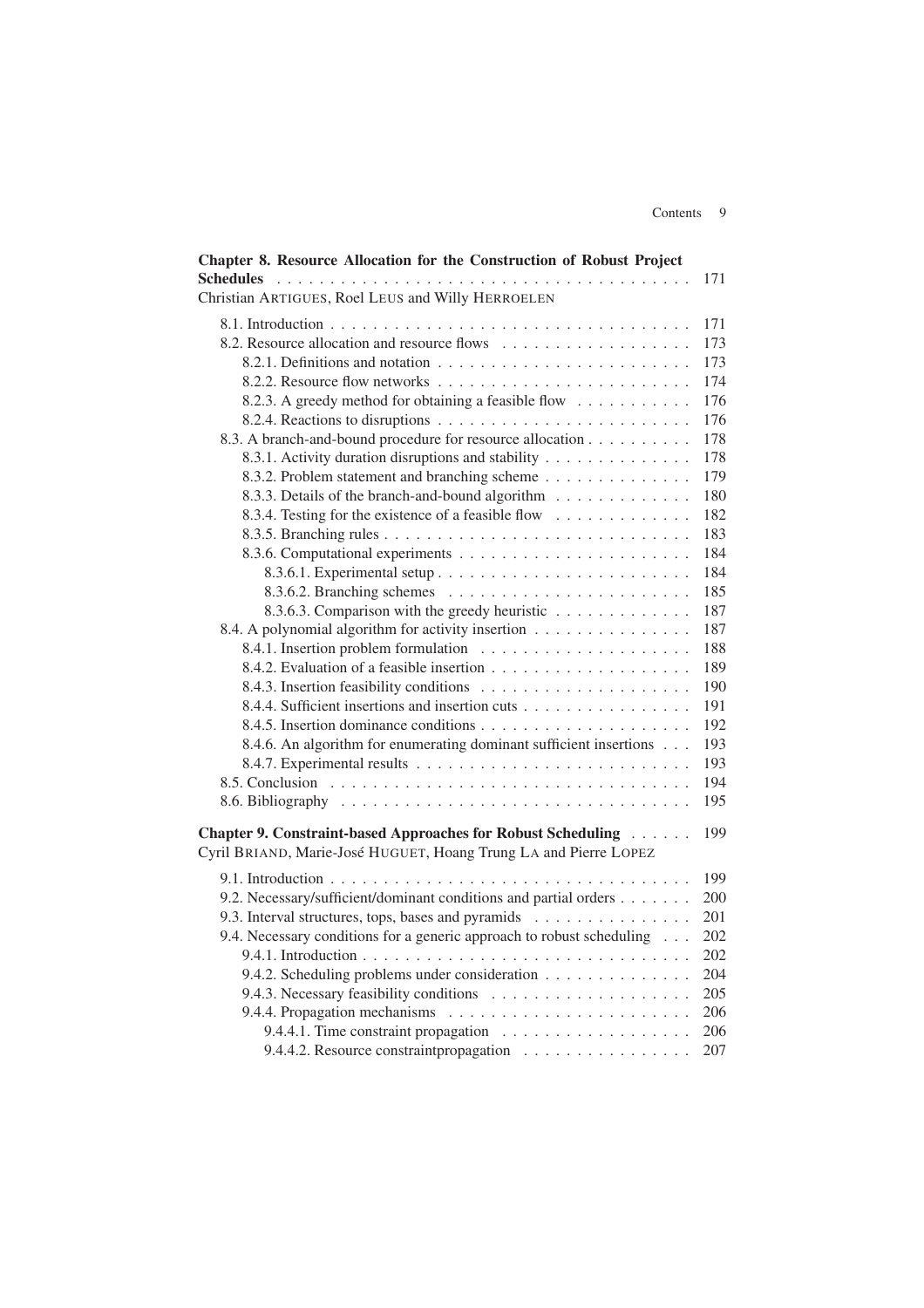**Chapter 8. Resource Allocation for the Construction of Robust Project Schedules** . . . . . . . . . . . . . . . . . . . . . . . . . . . . . . . . . . . . . 171
Christian ARTIGUES, Roel LEUS and Willy HERROELEN

8.1. Introduction . . . . . . . . . . . . . . . . . . . . . . . . . . . . . . . . . . 171
8.2. Resource allocation and resource flows . . . . . . . . . . . . . . . . . . 173
8.2.1. Definitions and notation . . . . . . . . . . . . . . . . . . . . . . . . 173
8.2.2. Resource flow networks . . . . . . . . . . . . . . . . . . . . . . . . 174
8.2.3. A greedy method for obtaining a feasible flow . . . . . . . . . . . 176
8.2.4. Reactions to disruptions . . . . . . . . . . . . . . . . . . . . . . . . 176
8.3. A branch-and-bound procedure for resource allocation . . . . . . . . . . 178
8.3.1. Activity duration disruptions and stability . . . . . . . . . . . . . . 178
8.3.2. Problem statement and branching scheme . . . . . . . . . . . . . . 179
8.3.3. Details of the branch-and-bound algorithm . . . . . . . . . . . . . 180
8.3.4. Testing for the existence of a feasible flow . . . . . . . . . . . . . 182
8.3.5. Branching rules . . . . . . . . . . . . . . . . . . . . . . . . . . . . . 183
8.3.6. Computational experiments . . . . . . . . . . . . . . . . . . . . . . 184
8.3.6.1. Experimental setup . . . . . . . . . . . . . . . . . . . . . . . . 184
8.3.6.2. Branching schemes . . . . . . . . . . . . . . . . . . . . . . . . 185
8.3.6.3. Comparison with the greedy heuristic . . . . . . . . . . . . . 187
8.4. A polynomial algorithm for activity insertion . . . . . . . . . . . . . . . 187
8.4.1. Insertion problem formulation . . . . . . . . . . . . . . . . . . . . 188
8.4.2. Evaluation of a feasible insertion . . . . . . . . . . . . . . . . . . . 189
8.4.3. Insertion feasibility conditions . . . . . . . . . . . . . . . . . . . . 190
8.4.4. Sufficient insertions and insertion cuts . . . . . . . . . . . . . . . . 191
8.4.5. Insertion dominance conditions . . . . . . . . . . . . . . . . . . . . 192
8.4.6. An algorithm for enumerating dominant sufficient insertions . . . 193
8.4.7. Experimental results . . . . . . . . . . . . . . . . . . . . . . . . . . 193
8.5. Conclusion . . . . . . . . . . . . . . . . . . . . . . . . . . . . . . . . . . 194
8.6. Bibliography . . . . . . . . . . . . . . . . . . . . . . . . . . . . . . . . . 195

**Chapter 9. Constraint-based Approaches for Robust Scheduling** . . . . . . 199
Cyril BRIAND, Marie-José HUGUET, Hoang Trung LA and Pierre LOPEZ

9.1. Introduction . . . . . . . . . . . . . . . . . . . . . . . . . . . . . . . . . . 199
9.2. Necessary/sufficient/dominant conditions and partial orders . . . . . . . 200
9.3. Interval structures, tops, bases and pyramids . . . . . . . . . . . . . . . 201
9.4. Necessary conditions for a generic approach to robust scheduling . . . 202
9.4.1. Introduction . . . . . . . . . . . . . . . . . . . . . . . . . . . . . . . 202
9.4.2. Scheduling problems under consideration . . . . . . . . . . . . . . 204
9.4.3. Necessary feasibility conditions . . . . . . . . . . . . . . . . . . . 205
9.4.4. Propagation mechanisms . . . . . . . . . . . . . . . . . . . . . . . 206
9.4.4.1. Time constraint propagation . . . . . . . . . . . . . . . . . . . 206
9.4.4.2. Resource constraintpropagation . . . . . . . . . . . . . . . . . 207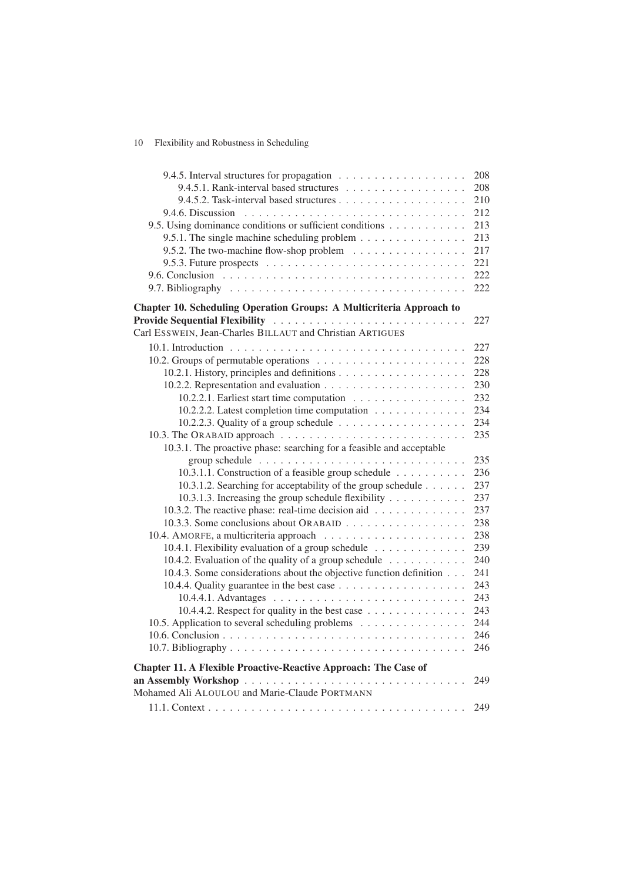9.4.5. Interval structures for propagation . . . . . . . . . . . . . . . . . . 208
9.4.5.1. Rank-interval based structures . . . . . . . . . . . . . . . . . 208
9.4.5.2. Task-interval based structures . . . . . . . . . . . . . . . . . . 210
9.4.6. Discussion . . . . . . . . . . . . . . . . . . . . . . . . . . . . . . . 212
9.5. Using dominance conditions or sufficient conditions . . . . . . . . . . . 213
9.5.1. The single machine scheduling problem . . . . . . . . . . . . . . . 213
9.5.2. The two-machine flow-shop problem . . . . . . . . . . . . . . . . 217
9.5.3. Future prospects . . . . . . . . . . . . . . . . . . . . . . . . . . . 221
9.6. Conclusion . . . . . . . . . . . . . . . . . . . . . . . . . . . . . . . . . . 222
9.7. Bibliography . . . . . . . . . . . . . . . . . . . . . . . . . . . . . . . . . 222

**Chapter 10. Scheduling Operation Groups: A Multicriteria Approach to Provide Sequential Flexibility** . . . . . . . . . . . . . . . . . . . . . . . . . . 227
Carl ESSWEIN, Jean-Charles BILLAUT and Christian ARTIGUES

10.1. Introduction . . . . . . . . . . . . . . . . . . . . . . . . . . . . . . . . . 227
10.2. Groups of permutable operations . . . . . . . . . . . . . . . . . . . . . 228
10.2.1. History, principles and definitions . . . . . . . . . . . . . . . . . . 228
10.2.2. Representation and evaluation . . . . . . . . . . . . . . . . . . . . 230
10.2.2.1. Earliest start time computation . . . . . . . . . . . . . . . . 232
10.2.2.2. Latest completion time computation . . . . . . . . . . . . . 234
10.2.2.3. Quality of a group schedule . . . . . . . . . . . . . . . . . . 234
10.3. The ORABAID approach . . . . . . . . . . . . . . . . . . . . . . . . . . 235
10.3.1. The proactive phase: searching for a feasible and acceptable group schedule . . . . . . . . . . . . . . . . . . . . . . . . . . . . . 235
10.3.1.1. Construction of a feasible group schedule . . . . . . . . . . 236
10.3.1.2. Searching for acceptability of the group schedule . . . . . . 237
10.3.1.3. Increasing the group schedule flexibility . . . . . . . . . . . 237
10.3.2. The reactive phase: real-time decision aid . . . . . . . . . . . . . 237
10.3.3. Some conclusions about ORABAID . . . . . . . . . . . . . . . . . 238
10.4. AMORFE, a multicriteria approach . . . . . . . . . . . . . . . . . . . . 238
10.4.1. Flexibility evaluation of a group schedule . . . . . . . . . . . . . 239
10.4.2. Evaluation of the quality of a group schedule . . . . . . . . . . . 240
10.4.3. Some considerations about the objective function definition . . . 241
10.4.4. Quality guarantee in the best case . . . . . . . . . . . . . . . . . . 243
10.4.4.1. Advantages . . . . . . . . . . . . . . . . . . . . . . . . . . . 243
10.4.4.2. Respect for quality in the best case . . . . . . . . . . . . . . 243
10.5. Application to several scheduling problems . . . . . . . . . . . . . . . 244
10.6. Conclusion . . . . . . . . . . . . . . . . . . . . . . . . . . . . . . . . . . 246
10.7. Bibliography . . . . . . . . . . . . . . . . . . . . . . . . . . . . . . . . . 246

**Chapter 11. A Flexible Proactive-Reactive Approach: The Case of an Assembly Workshop** . . . . . . . . . . . . . . . . . . . . . . . . . . . . . . 249
Mohamed Ali ALOULOU and Marie-Claude PORTMANN

11.1. Context . . . . . . . . . . . . . . . . . . . . . . . . . . . . . . . . . . . . 249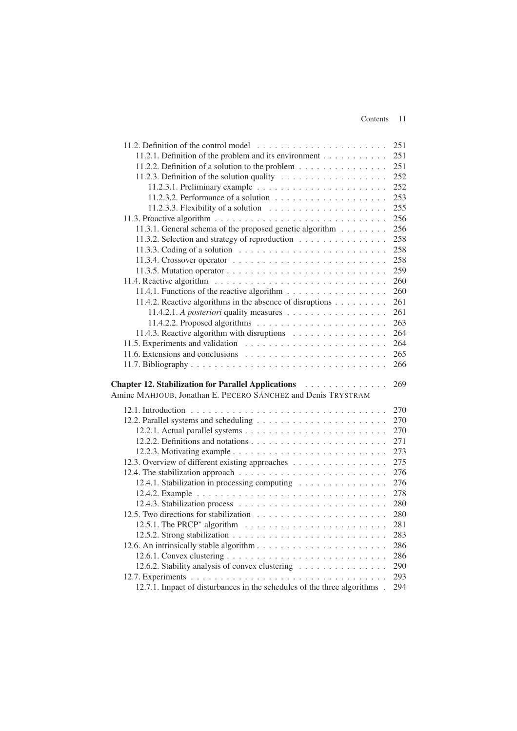11.2. Definition of the control model . . . . . . . . . . . . . . . . . . . . . . 251
  11.2.1. Definition of the problem and its environment . . . . . . . . . . . 251
  11.2.2. Definition of a solution to the problem . . . . . . . . . . . . . . . 251
  11.2.3. Definition of the solution quality . . . . . . . . . . . . . . . . . . 252
    11.2.3.1. Preliminary example . . . . . . . . . . . . . . . . . . . . . . 252
    11.2.3.2. Performance of a solution . . . . . . . . . . . . . . . . . . . 253
    11.2.3.3. Flexibility of a solution . . . . . . . . . . . . . . . . . . . . 255
11.3. Proactive algorithm . . . . . . . . . . . . . . . . . . . . . . . . . . . . 256
  11.3.1. General schema of the proposed genetic algorithm . . . . . . . . 256
  11.3.2. Selection and strategy of reproduction . . . . . . . . . . . . . . . 258
  11.3.3. Coding of a solution . . . . . . . . . . . . . . . . . . . . . . . . . 258
  11.3.4. Crossover operator . . . . . . . . . . . . . . . . . . . . . . . . . . 258
  11.3.5. Mutation operator . . . . . . . . . . . . . . . . . . . . . . . . . . 259
11.4. Reactive algorithm . . . . . . . . . . . . . . . . . . . . . . . . . . . . 260
  11.4.1. Functions of the reactive algorithm . . . . . . . . . . . . . . . . . 260
  11.4.2. Reactive algorithms in the absence of disruptions . . . . . . . . . 261
    11.4.2.1. *A posteriori* quality measures . . . . . . . . . . . . . . . . . 261
    11.4.2.2. Proposed algorithms . . . . . . . . . . . . . . . . . . . . . . 263
  11.4.3. Reactive algorithm with disruptions . . . . . . . . . . . . . . . . 264
11.5. Experiments and validation . . . . . . . . . . . . . . . . . . . . . . . . 264
11.6. Extensions and conclusions . . . . . . . . . . . . . . . . . . . . . . . . 265
11.7. Bibliography . . . . . . . . . . . . . . . . . . . . . . . . . . . . . . . . 266

**Chapter 12. Stabilization for Parallel Applications** . . . . . . . . . . . . . 269
Amine MAHJOUB, Jonathan E. PECERO SÁNCHEZ and Denis TRYSTRAM

12.1. Introduction . . . . . . . . . . . . . . . . . . . . . . . . . . . . . . . . 270
12.2. Parallel systems and scheduling . . . . . . . . . . . . . . . . . . . . . . 270
  12.2.1. Actual parallel systems . . . . . . . . . . . . . . . . . . . . . . . . 270
  12.2.2. Definitions and notations . . . . . . . . . . . . . . . . . . . . . . . 271
  12.2.3. Motivating example . . . . . . . . . . . . . . . . . . . . . . . . . . 273
12.3. Overview of different existing approaches . . . . . . . . . . . . . . . . 275
12.4. The stabilization approach . . . . . . . . . . . . . . . . . . . . . . . . . 276
  12.4.1. Stabilization in processing computing . . . . . . . . . . . . . . . 276
  12.4.2. Example . . . . . . . . . . . . . . . . . . . . . . . . . . . . . . . . 278
  12.4.3. Stabilization process . . . . . . . . . . . . . . . . . . . . . . . . . 280
12.5. Two directions for stabilization . . . . . . . . . . . . . . . . . . . . . . 280
  12.5.1. The PRCP* algorithm . . . . . . . . . . . . . . . . . . . . . . . . . 281
  12.5.2. Strong stabilization . . . . . . . . . . . . . . . . . . . . . . . . . . 283
12.6. An intrinsically stable algorithm . . . . . . . . . . . . . . . . . . . . . . 286
  12.6.1. Convex clustering . . . . . . . . . . . . . . . . . . . . . . . . . . . 286
  12.6.2. Stability analysis of convex clustering . . . . . . . . . . . . . . . 290
12.7. Experiments . . . . . . . . . . . . . . . . . . . . . . . . . . . . . . . . . 293
  12.7.1. Impact of disturbances in the schedules of the three algorithms . 294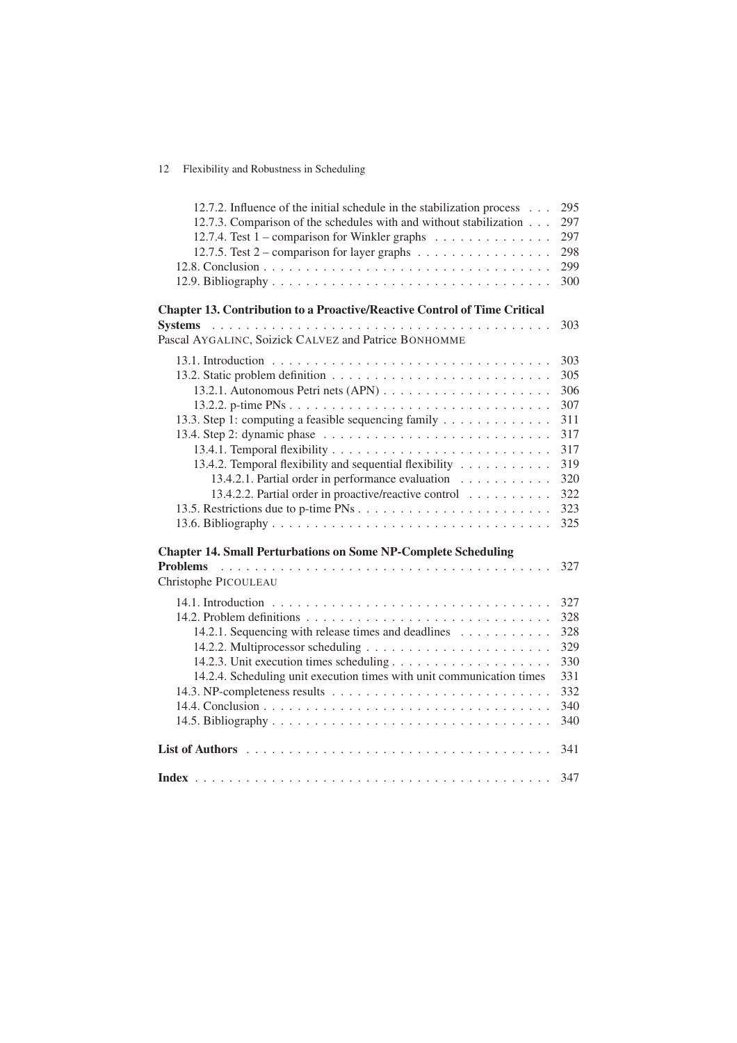12.7.2. Influence of the initial schedule in the stabilization process . . . 295
12.7.3. Comparison of the schedules with and without stabilization . . . 297
12.7.4. Test 1 – comparison for Winkler graphs . . . . . . . . . . . . . . 297
12.7.5. Test 2 – comparison for layer graphs . . . . . . . . . . . . . . . . 298
12.8. Conclusion . . . . . . . . . . . . . . . . . . . . . . . . . . . . . . . . . . 299
12.9. Bibliography . . . . . . . . . . . . . . . . . . . . . . . . . . . . . . . . . 300

**Chapter 13. Contribution to a Proactive/Reactive Control of Time Critical Systems** . . . . . . . . . . . . . . . . . . . . . . . . . . . . . . . . . . . . . . . 303
Pascal AYGALINC, Soizick CALVEZ and Patrice BONHOMME

13.1. Introduction . . . . . . . . . . . . . . . . . . . . . . . . . . . . . . . . . 303
13.2. Static problem definition . . . . . . . . . . . . . . . . . . . . . . . . . . 305
13.2.1. Autonomous Petri nets (APN) . . . . . . . . . . . . . . . . . . . . 306
13.2.2. p-time PNs . . . . . . . . . . . . . . . . . . . . . . . . . . . . . . . . 307
13.3. Step 1: computing a feasible sequencing family . . . . . . . . . . . . . 311
13.4. Step 2: dynamic phase . . . . . . . . . . . . . . . . . . . . . . . . . . . . 317
13.4.1. Temporal flexibility . . . . . . . . . . . . . . . . . . . . . . . . . . . 317
13.4.2. Temporal flexibility and sequential flexibility . . . . . . . . . . . 319
13.4.2.1. Partial order in performance evaluation . . . . . . . . . . . 320
13.4.2.2. Partial order in proactive/reactive control . . . . . . . . . . 322
13.5. Restrictions due to p-time PNs . . . . . . . . . . . . . . . . . . . . . . . 323
13.6. Bibliography . . . . . . . . . . . . . . . . . . . . . . . . . . . . . . . . . 325

**Chapter 14. Small Perturbations on Some NP-Complete Scheduling Problems** . . . . . . . . . . . . . . . . . . . . . . . . . . . . . . . . . . . . . . . 327
Christophe PICOULEAU

14.1. Introduction . . . . . . . . . . . . . . . . . . . . . . . . . . . . . . . . . 327
14.2. Problem definitions . . . . . . . . . . . . . . . . . . . . . . . . . . . . . 328
14.2.1. Sequencing with release times and deadlines . . . . . . . . . . . 328
14.2.2. Multiprocessor scheduling . . . . . . . . . . . . . . . . . . . . . . . 329
14.2.3. Unit execution times scheduling . . . . . . . . . . . . . . . . . . . 330
14.2.4. Scheduling unit execution times with unit communication times 331
14.3. NP-completeness results . . . . . . . . . . . . . . . . . . . . . . . . . . 332
14.4. Conclusion . . . . . . . . . . . . . . . . . . . . . . . . . . . . . . . . . . 340
14.5. Bibliography . . . . . . . . . . . . . . . . . . . . . . . . . . . . . . . . . 340

**List of Authors** . . . . . . . . . . . . . . . . . . . . . . . . . . . . . . . . . . 341

**Index** . . . . . . . . . . . . . . . . . . . . . . . . . . . . . . . . . . . . . . . . 347